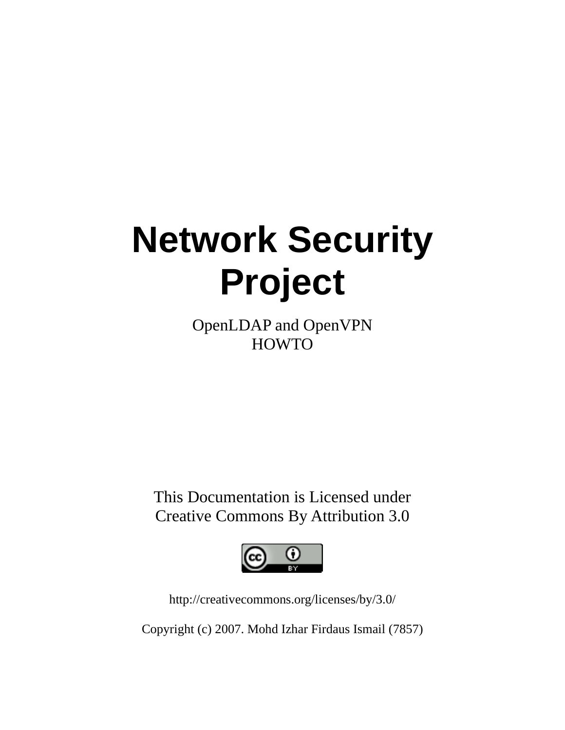# Network Security Project

OpenLDAP and OpenVPN
HOWTO

This Documentation is Licensed under
Creative Commons By Attribution 3.0

http://creativecommons.org/licenses/by/3.0/

Copyright (c) 2007. Mohd Izhar Firdaus Ismail (7857)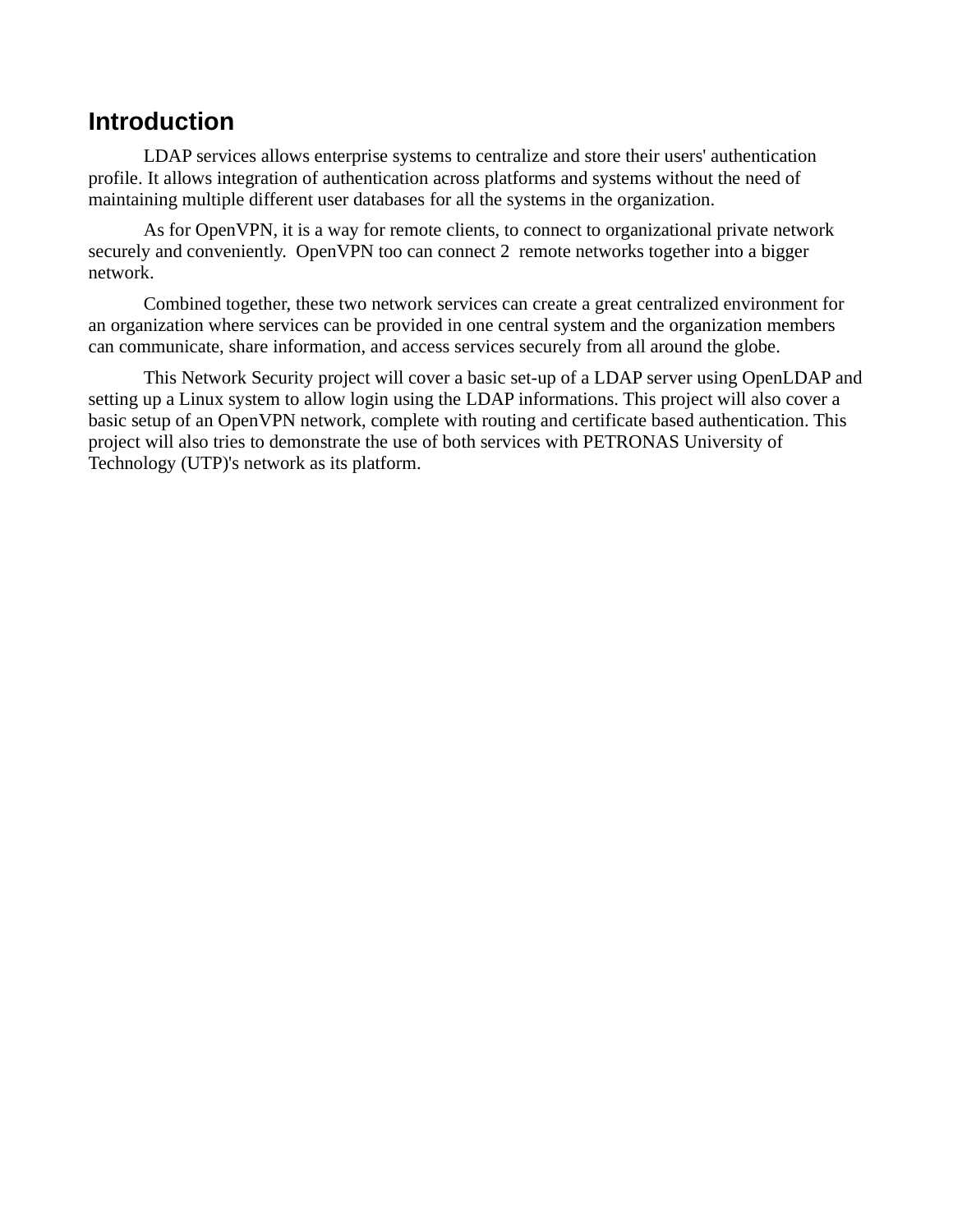## Introduction

LDAP services allows enterprise systems to centralize and store their users' authentication profile. It allows integration of authentication across platforms and systems without the need of maintaining multiple different user databases for all the systems in the organization.

As for OpenVPN, it is a way for remote clients, to connect to organizational private network securely and conveniently. OpenVPN too can connect 2 remote networks together into a bigger network.

Combined together, these two network services can create a great centralized environment for an organization where services can be provided in one central system and the organization members can communicate, share information, and access services securely from all around the globe.

This Network Security project will cover a basic set-up of a LDAP server using OpenLDAP and setting up a Linux system to allow login using the LDAP informations. This project will also cover a basic setup of an OpenVPN network, complete with routing and certificate based authentication. This project will also tries to demonstrate the use of both services with PETRONAS University of Technology (UTP)'s network as its platform.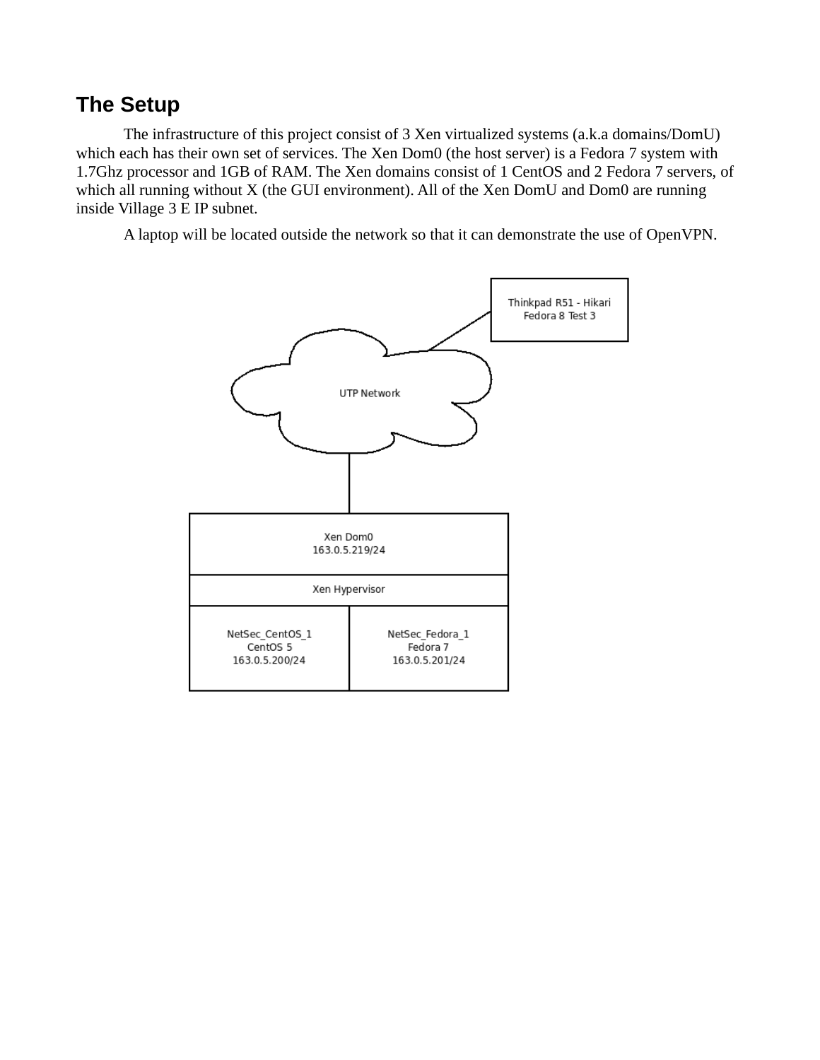## The Setup

The infrastructure of this project consist of 3 Xen virtualized systems (a.k.a domains/DomU) which each has their own set of services. The Xen Dom0 (the host server) is a Fedora 7 system with 1.7Ghz processor and 1GB of RAM. The Xen domains consist of 1 CentOS and 2 Fedora 7 servers, of which all running without X (the GUI environment). All of the Xen DomU and Dom0 are running inside Village 3 E IP subnet.

A laptop will be located outside the network so that it can demonstrate the use of OpenVPN.

Thinkpad R51 - Hikari
Fedora 8 Test 3

UTP Network

Xen Dom0
163.0.5.219/24

Xen Hypervisor

NetSec_CentOS_1
CentOS 5
163.0.5.200/24

NetSec_Fedora_1
Fedora 7
163.0.5.201/24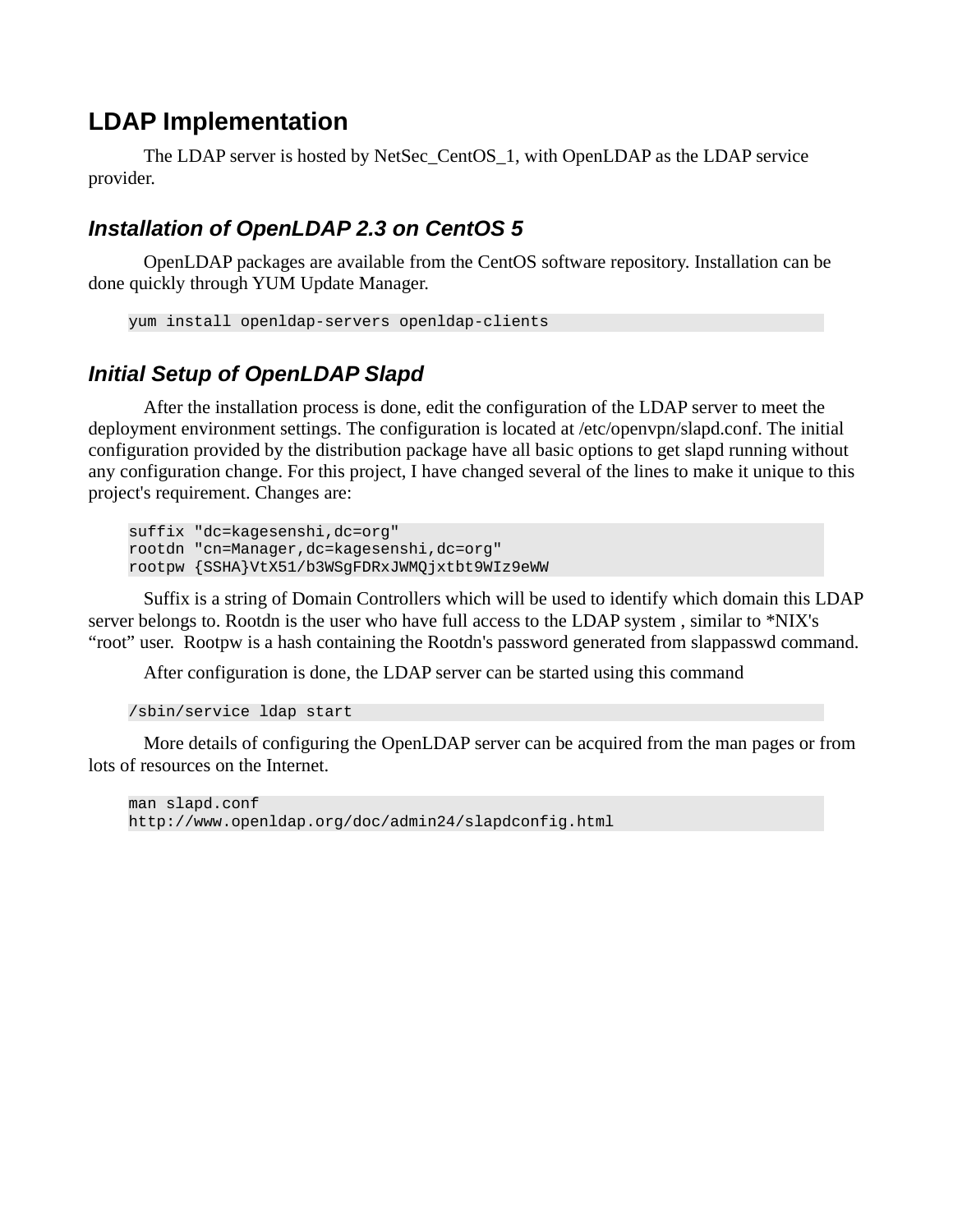## LDAP Implementation

The LDAP server is hosted by NetSec_CentOS_1, with OpenLDAP as the LDAP service provider.

### *Installation of OpenLDAP 2.3 on CentOS 5*

OpenLDAP packages are available from the CentOS software repository. Installation can be done quickly through YUM Update Manager.

```
yum install openldap-servers openldap-clients
```

### *Initial Setup of OpenLDAP Slapd*

After the installation process is done, edit the configuration of the LDAP server to meet the deployment environment settings. The configuration is located at /etc/openvpn/slapd.conf. The initial configuration provided by the distribution package have all basic options to get slapd running without any configuration change. For this project, I have changed several of the lines to make it unique to this project's requirement. Changes are:

```
suffix "dc=kagesenshi,dc=org"
rootdn "cn=Manager,dc=kagesenshi,dc=org"
rootpw {SSHA}VtX51/b3WSgFDRxJWMQjxtbt9WIz9eWW
```

Suffix is a string of Domain Controllers which will be used to identify which domain this LDAP server belongs to. Rootdn is the user who have full access to the LDAP system , similar to *NIX's "root" user. Rootpw is a hash containing the Rootdn's password generated from slappasswd command.

After configuration is done, the LDAP server can be started using this command

```
/sbin/service ldap start
```

More details of configuring the OpenLDAP server can be acquired from the man pages or from lots of resources on the Internet.

```
man slapd.conf
http://www.openldap.org/doc/admin24/slapdconfig.html
```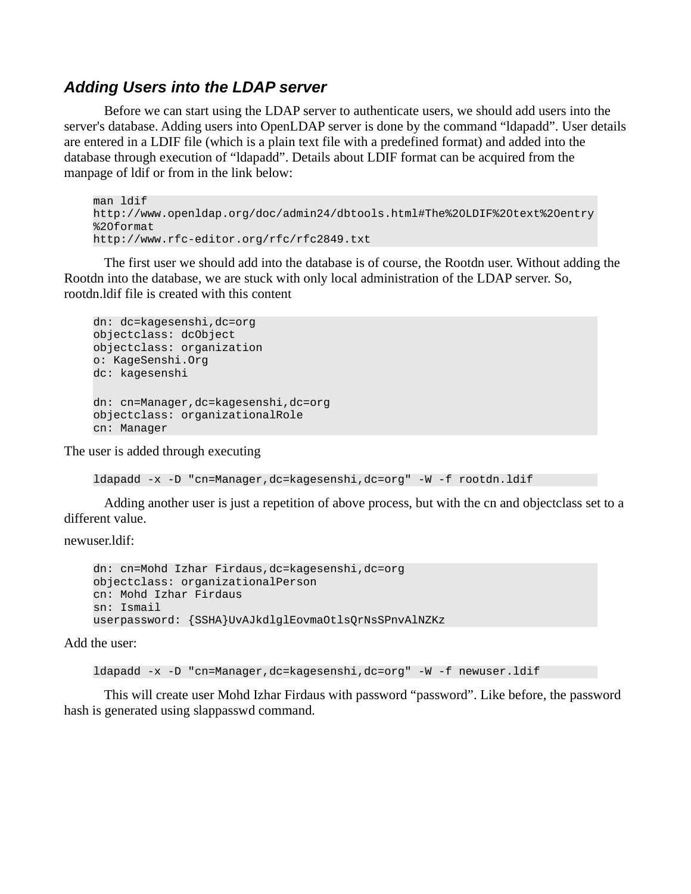### *Adding Users into the LDAP server*

Before we can start using the LDAP server to authenticate users, we should add users into the server's database. Adding users into OpenLDAP server is done by the command “ldapadd”. User details are entered in a LDIF file (which is a plain text file with a predefined format) and added into the database through execution of “ldapadd”. Details about LDIF format can be acquired from the manpage of ldif or from in the link below:

```
man ldif
http://www.openldap.org/doc/admin24/dbtools.html#The%20LDIF%20text%20entry%20format
http://www.rfc-editor.org/rfc/rfc2849.txt
```

The first user we should add into the database is of course, the Rootdn user. Without adding the Rootdn into the database, we are stuck with only local administration of the LDAP server. So, rootdn.ldif file is created with this content

```
dn: dc=kagesenshi,dc=org
objectclass: dcObject
objectclass: organization
o: KageSenshi.Org
dc: kagesenshi

dn: cn=Manager,dc=kagesenshi,dc=org
objectclass: organizationalRole
cn: Manager
```

The user is added through executing

```
ldapadd -x -D "cn=Manager,dc=kagesenshi,dc=org" -W -f rootdn.ldif
```

Adding another user is just a repetition of above process, but with the cn and objectclass set to a different value.

newuser.ldif:

```
dn: cn=Mohd Izhar Firdaus,dc=kagesenshi,dc=org
objectclass: organizationalPerson
cn: Mohd Izhar Firdaus
sn: Ismail
userpassword: {SSHA}UvAJkdlglEovmaOtlsQrNsSPnvAlNZKz
```

Add the user:

```
ldapadd -x -D "cn=Manager,dc=kagesenshi,dc=org" -W -f newuser.ldif
```

This will create user Mohd Izhar Firdaus with password “password”. Like before, the password hash is generated using slappasswd command.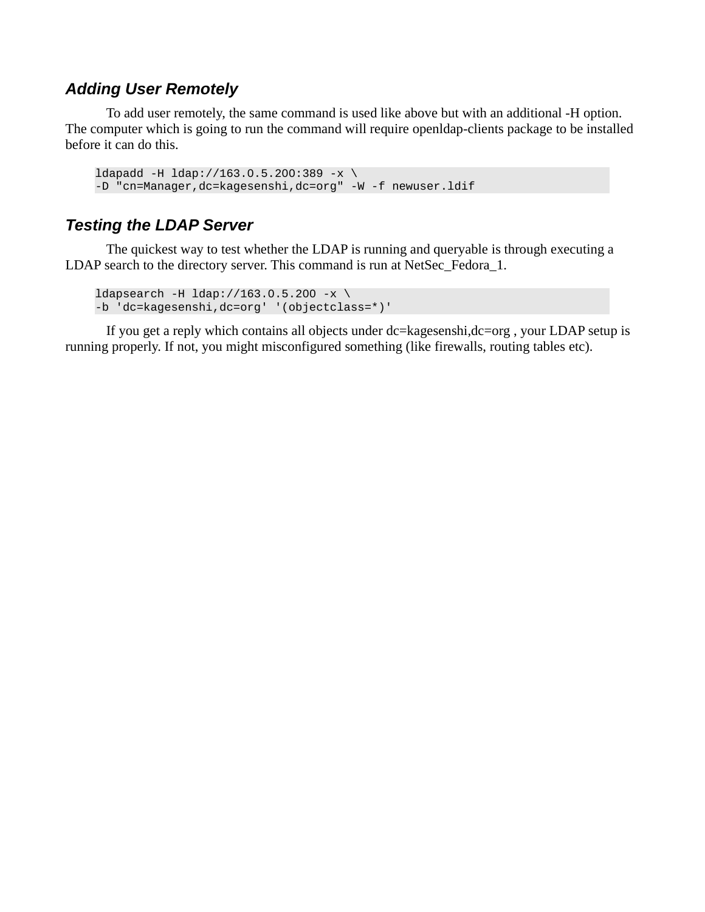### *Adding User Remotely*

To add user remotely, the same command is used like above but with an additional -H option. The computer which is going to run the command will require openldap-clients package to be installed before it can do this.

```
ldapadd -H ldap://163.0.5.200:389 -x \
-D "cn=Manager,dc=kagesenshi,dc=org" -W -f newuser.ldif
```

### *Testing the LDAP Server*

The quickest way to test whether the LDAP is running and queryable is through executing a LDAP search to the directory server. This command is run at NetSec_Fedora_1.

```
ldapsearch -H ldap://163.0.5.200 -x \
-b 'dc=kagesenshi,dc=org' '(objectclass=*)'
```

If you get a reply which contains all objects under dc=kagesenshi,dc=org , your LDAP setup is running properly. If not, you might misconfigured something (like firewalls, routing tables etc).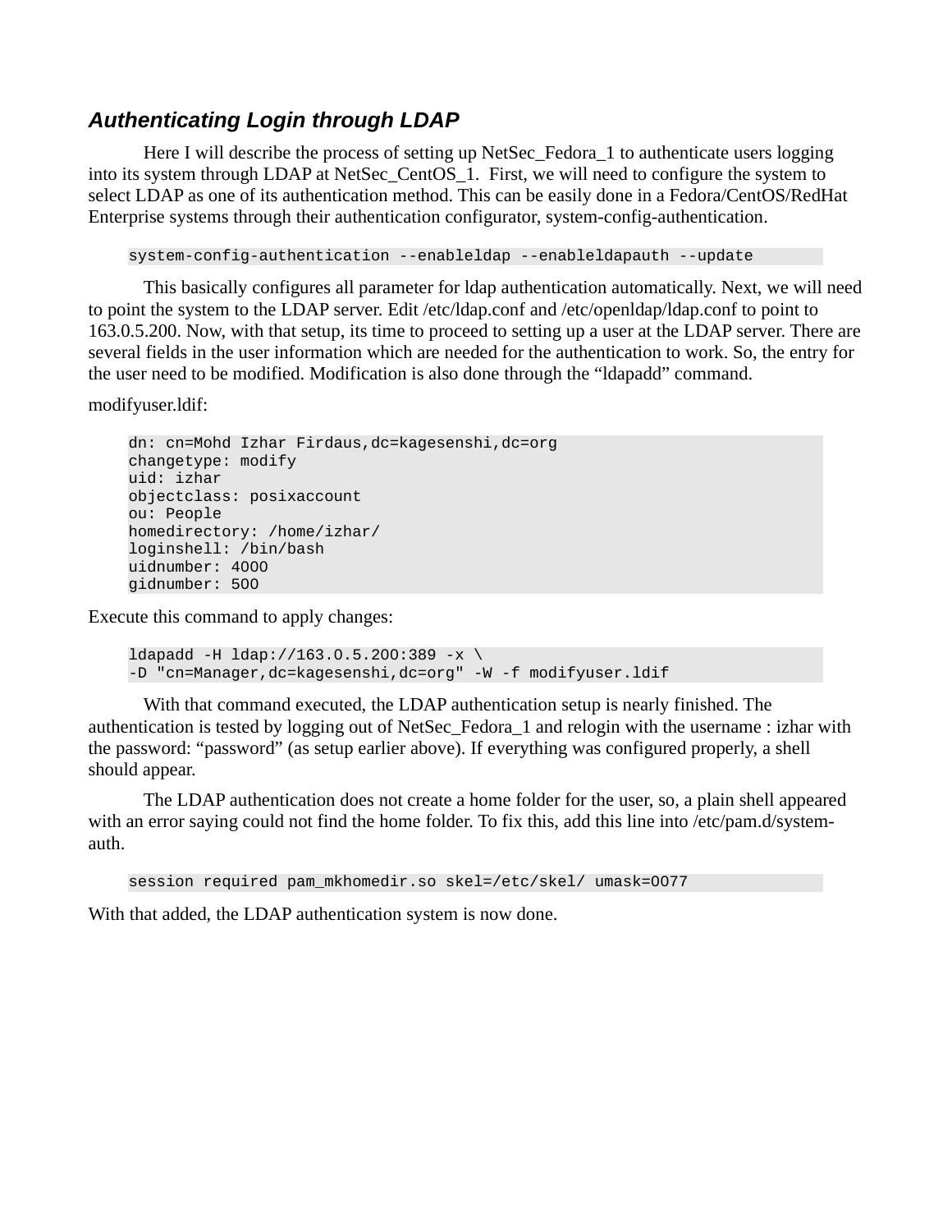### *Authenticating Login through LDAP*

Here I will describe the process of setting up NetSec_Fedora_1 to authenticate users logging into its system through LDAP at NetSec_CentOS_1. First, we will need to configure the system to select LDAP as one of its authentication method. This can be easily done in a Fedora/CentOS/RedHat Enterprise systems through their authentication configurator, system-config-authentication.

```
system-config-authentication --enableldap --enableldapauth --update
```

This basically configures all parameter for ldap authentication automatically. Next, we will need to point the system to the LDAP server. Edit /etc/ldap.conf and /etc/openldap/ldap.conf to point to 163.0.5.200. Now, with that setup, its time to proceed to setting up a user at the LDAP server. There are several fields in the user information which are needed for the authentication to work. So, the entry for the user need to be modified. Modification is also done through the "ldapadd" command.

modifyuser.ldif:

```
dn: cn=Mohd Izhar Firdaus,dc=kagesenshi,dc=org
changetype: modify
uid: izhar
objectclass: posixaccount
ou: People
homedirectory: /home/izhar/
loginshell: /bin/bash
uidnumber: 4000
gidnumber: 500
```

Execute this command to apply changes:

```
ldapadd -H ldap://163.0.5.200:389 -x \
-D "cn=Manager,dc=kagesenshi,dc=org" -W -f modifyuser.ldif
```

With that command executed, the LDAP authentication setup is nearly finished. The authentication is tested by logging out of NetSec_Fedora_1 and relogin with the username : izhar with the password: "password" (as setup earlier above). If everything was configured properly, a shell should appear.

The LDAP authentication does not create a home folder for the user, so, a plain shell appeared with an error saying could not find the home folder. To fix this, add this line into /etc/pam.d/system-auth.

```
session required pam_mkhomedir.so skel=/etc/skel/ umask=0077
```

With that added, the LDAP authentication system is now done.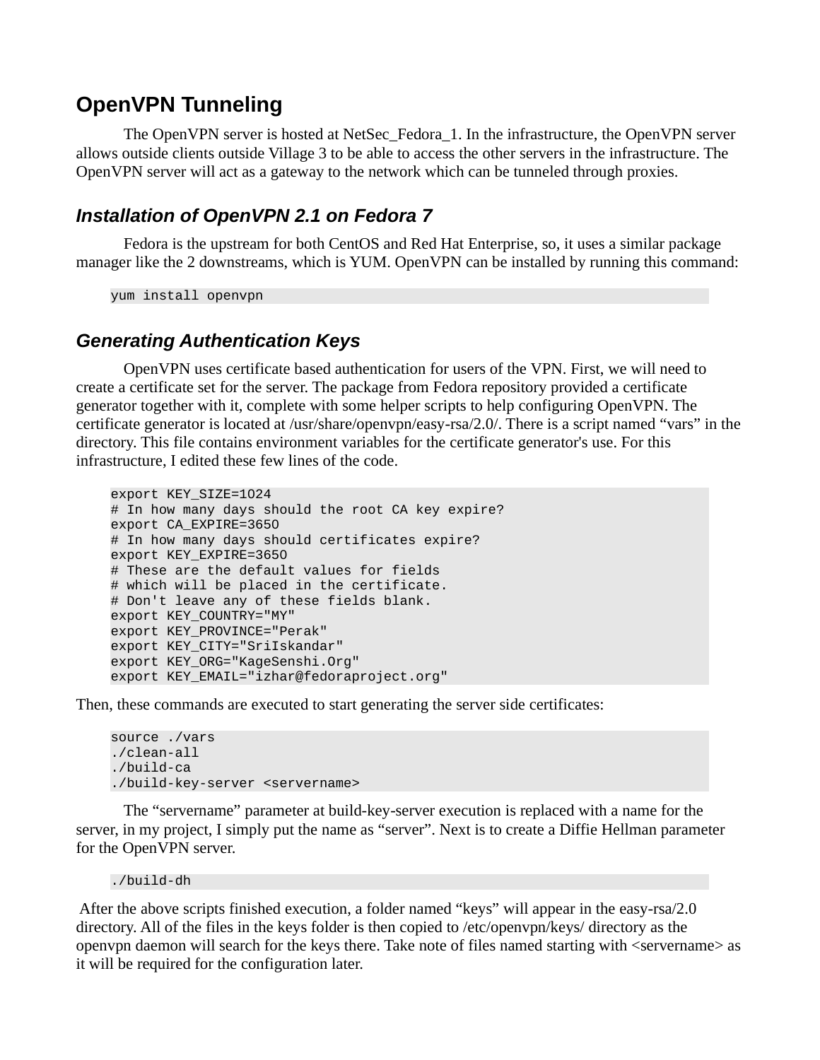## OpenVPN Tunneling

The OpenVPN server is hosted at NetSec_Fedora_1. In the infrastructure, the OpenVPN server allows outside clients outside Village 3 to be able to access the other servers in the infrastructure. The OpenVPN server will act as a gateway to the network which can be tunneled through proxies.

### *Installation of OpenVPN 2.1 on Fedora 7*

Fedora is the upstream for both CentOS and Red Hat Enterprise, so, it uses a similar package manager like the 2 downstreams, which is YUM. OpenVPN can be installed by running this command:

```
yum install openvpn
```

### *Generating Authentication Keys*

OpenVPN uses certificate based authentication for users of the VPN. First, we will need to create a certificate set for the server. The package from Fedora repository provided a certificate generator together with it, complete with some helper scripts to help configuring OpenVPN. The certificate generator is located at /usr/share/openvpn/easy-rsa/2.0/. There is a script named “vars” in the directory. This file contains environment variables for the certificate generator's use. For this infrastructure, I edited these few lines of the code.

```
export KEY_SIZE=1024
# In how many days should the root CA key expire?
export CA_EXPIRE=3650
# In how many days should certificates expire?
export KEY_EXPIRE=3650
# These are the default values for fields
# which will be placed in the certificate.
# Don't leave any of these fields blank.
export KEY_COUNTRY="MY"
export KEY_PROVINCE="Perak"
export KEY_CITY="SriIskandar"
export KEY_ORG="KageSenshi.Org"
export KEY_EMAIL="izhar@fedoraproject.org"
```

Then, these commands are executed to start generating the server side certificates:

```
source ./vars
./clean-all
./build-ca
./build-key-server <servername>
```

The “servername” parameter at build-key-server execution is replaced with a name for the server, in my project, I simply put the name as “server”. Next is to create a Diffie Hellman parameter for the OpenVPN server.

```
./build-dh
```

After the above scripts finished execution, a folder named “keys” will appear in the easy-rsa/2.0 directory. All of the files in the keys folder is then copied to /etc/openvpn/keys/ directory as the openvpn daemon will search for the keys there. Take note of files named starting with <servername> as it will be required for the configuration later.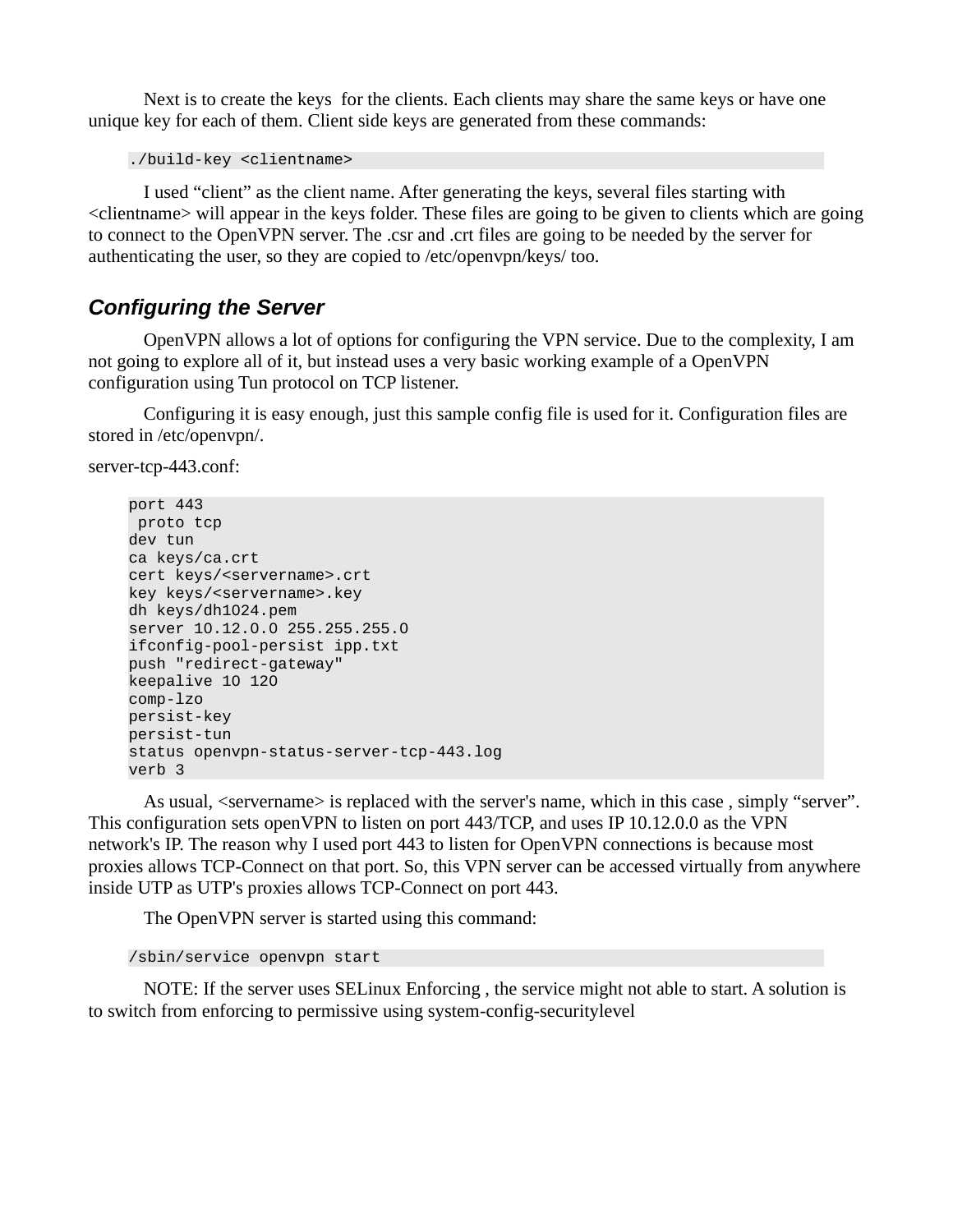Next is to create the keys  for the clients. Each clients may share the same keys or have one unique key for each of them. Client side keys are generated from these commands:

```
./build-key <clientname>
```

I used “client” as the client name. After generating the keys, several files starting with <clientname> will appear in the keys folder. These files are going to be given to clients which are going to connect to the OpenVPN server. The .csr and .crt files are going to be needed by the server for authenticating the user, so they are copied to /etc/openvpn/keys/ too.

### *Configuring the Server*

OpenVPN allows a lot of options for configuring the VPN service. Due to the complexity, I am not going to explore all of it, but instead uses a very basic working example of a OpenVPN configuration using Tun protocol on TCP listener.

Configuring it is easy enough, just this sample config file is used for it. Configuration files are stored in /etc/openvpn/.

server-tcp-443.conf:

```
port 443
 proto tcp
dev tun
ca keys/ca.crt
cert keys/<servername>.crt
key keys/<servername>.key
dh keys/dh1024.pem
server 10.12.0.0 255.255.255.0
ifconfig-pool-persist ipp.txt
push "redirect-gateway"
keepalive 10 120
comp-lzo
persist-key
persist-tun
status openvpn-status-server-tcp-443.log
verb 3
```

As usual, <servername> is replaced with the server's name, which in this case , simply “server”. This configuration sets openVPN to listen on port 443/TCP, and uses IP 10.12.0.0 as the VPN network's IP. The reason why I used port 443 to listen for OpenVPN connections is because most proxies allows TCP-Connect on that port. So, this VPN server can be accessed virtually from anywhere inside UTP as UTP's proxies allows TCP-Connect on port 443.

The OpenVPN server is started using this command:

```
/sbin/service openvpn start
```

NOTE: If the server uses SELinux Enforcing , the service might not able to start. A solution is to switch from enforcing to permissive using system-config-securitylevel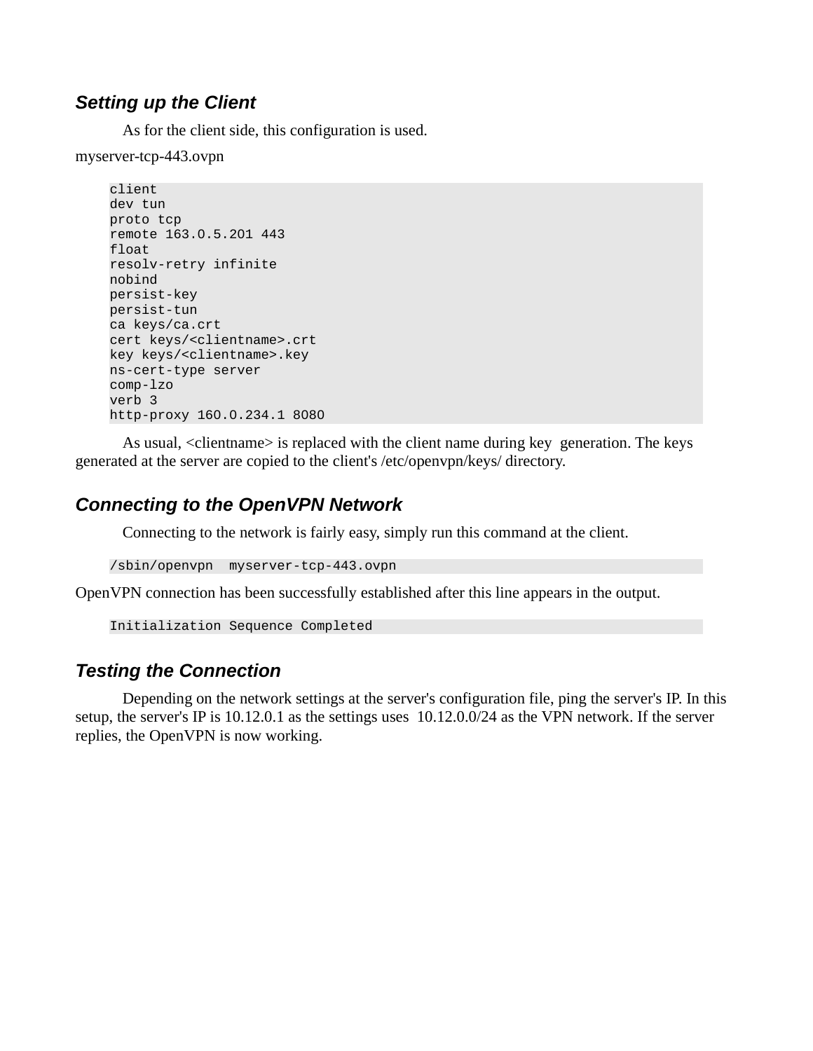### *Setting up the Client*

As for the client side, this configuration is used.

myserver-tcp-443.ovpn

```
client
dev tun
proto tcp
remote 163.0.5.201 443
float
resolv-retry infinite
nobind
persist-key
persist-tun
ca keys/ca.crt
cert keys/<clientname>.crt
key keys/<clientname>.key
ns-cert-type server
comp-lzo
verb 3
http-proxy 160.0.234.1 8080
```

As usual, <clientname> is replaced with the client name during key generation. The keys generated at the server are copied to the client's /etc/openvpn/keys/ directory.

### *Connecting to the OpenVPN Network*

Connecting to the network is fairly easy, simply run this command at the client.

```
/sbin/openvpn  myserver-tcp-443.ovpn
```

OpenVPN connection has been successfully established after this line appears in the output.

```
Initialization Sequence Completed
```

### *Testing the Connection*

Depending on the network settings at the server's configuration file, ping the server's IP. In this setup, the server's IP is 10.12.0.1 as the settings uses 10.12.0.0/24 as the VPN network. If the server replies, the OpenVPN is now working.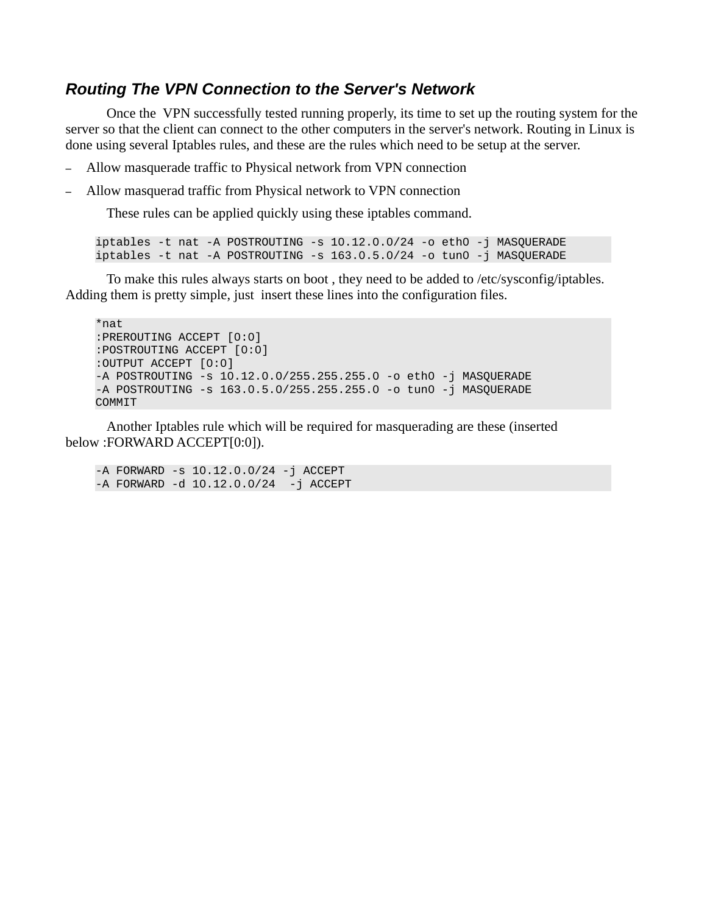### *Routing The VPN Connection to the Server's Network*

Once the VPN successfully tested running properly, its time to set up the routing system for the server so that the client can connect to the other computers in the server's network. Routing in Linux is done using several Iptables rules, and these are the rules which need to be setup at the server.

– Allow masquerade traffic to Physical network from VPN connection
– Allow masquerad traffic from Physical network to VPN connection

These rules can be applied quickly using these iptables command.

```
iptables -t nat -A POSTROUTING -s 10.12.0.0/24 -o eth0 -j MASQUERADE
iptables -t nat -A POSTROUTING -s 163.0.5.0/24 -o tun0 -j MASQUERADE
```

To make this rules always starts on boot , they need to be added to /etc/sysconfig/iptables. Adding them is pretty simple, just insert these lines into the configuration files.

```
*nat
:PREROUTING ACCEPT [0:0]
:POSTROUTING ACCEPT [0:0]
:OUTPUT ACCEPT [0:0]
-A POSTROUTING -s 10.12.0.0/255.255.255.0 -o eth0 -j MASQUERADE
-A POSTROUTING -s 163.0.5.0/255.255.255.0 -o tun0 -j MASQUERADE
COMMIT
```

Another Iptables rule which will be required for masquerading are these (inserted below :FORWARD ACCEPT[0:0]).

```
-A FORWARD -s 10.12.0.0/24 -j ACCEPT
-A FORWARD -d 10.12.0.0/24  -j ACCEPT
```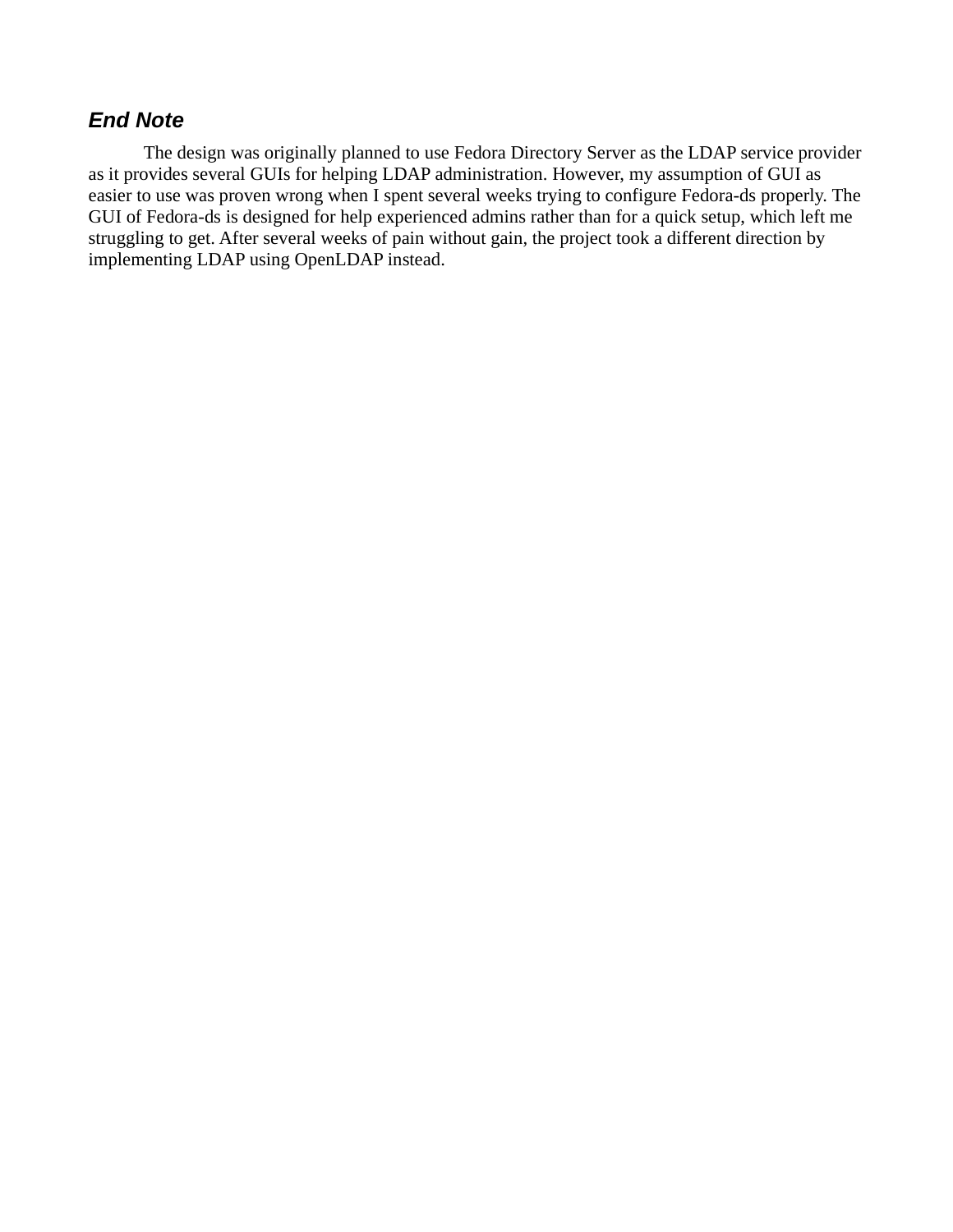### *End Note*

The design was originally planned to use Fedora Directory Server as the LDAP service provider as it provides several GUIs for helping LDAP administration. However, my assumption of GUI as easier to use was proven wrong when I spent several weeks trying to configure Fedora-ds properly. The GUI of Fedora-ds is designed for help experienced admins rather than for a quick setup, which left me struggling to get. After several weeks of pain without gain, the project took a different direction by implementing LDAP using OpenLDAP instead.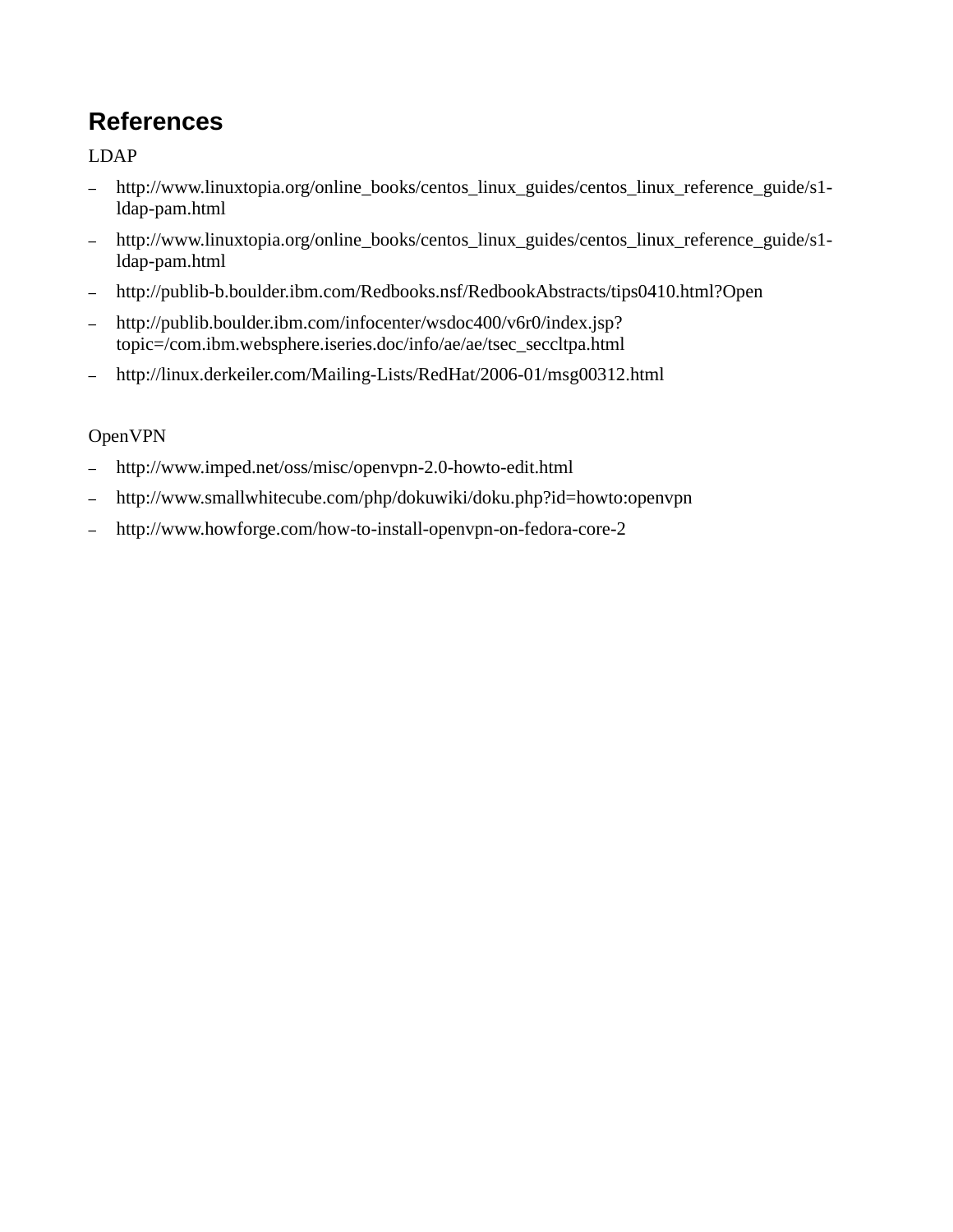## References

LDAP

- http://www.linuxtopia.org/online_books/centos_linux_guides/centos_linux_reference_guide/s1-ldap-pam.html
- http://www.linuxtopia.org/online_books/centos_linux_guides/centos_linux_reference_guide/s1-ldap-pam.html
- http://publib-b.boulder.ibm.com/Redbooks.nsf/RedbookAbstracts/tips0410.html?Open
- http://publib.boulder.ibm.com/infocenter/wsdoc400/v6r0/index.jsp?topic=/com.ibm.websphere.iseries.doc/info/ae/ae/tsec_seccltpa.html
- http://linux.derkeiler.com/Mailing-Lists/RedHat/2006-01/msg00312.html

OpenVPN

- http://www.imped.net/oss/misc/openvpn-2.0-howto-edit.html
- http://www.smallwhitecube.com/php/dokuwiki/doku.php?id=howto:openvpn
- http://www.howforge.com/how-to-install-openvpn-on-fedora-core-2